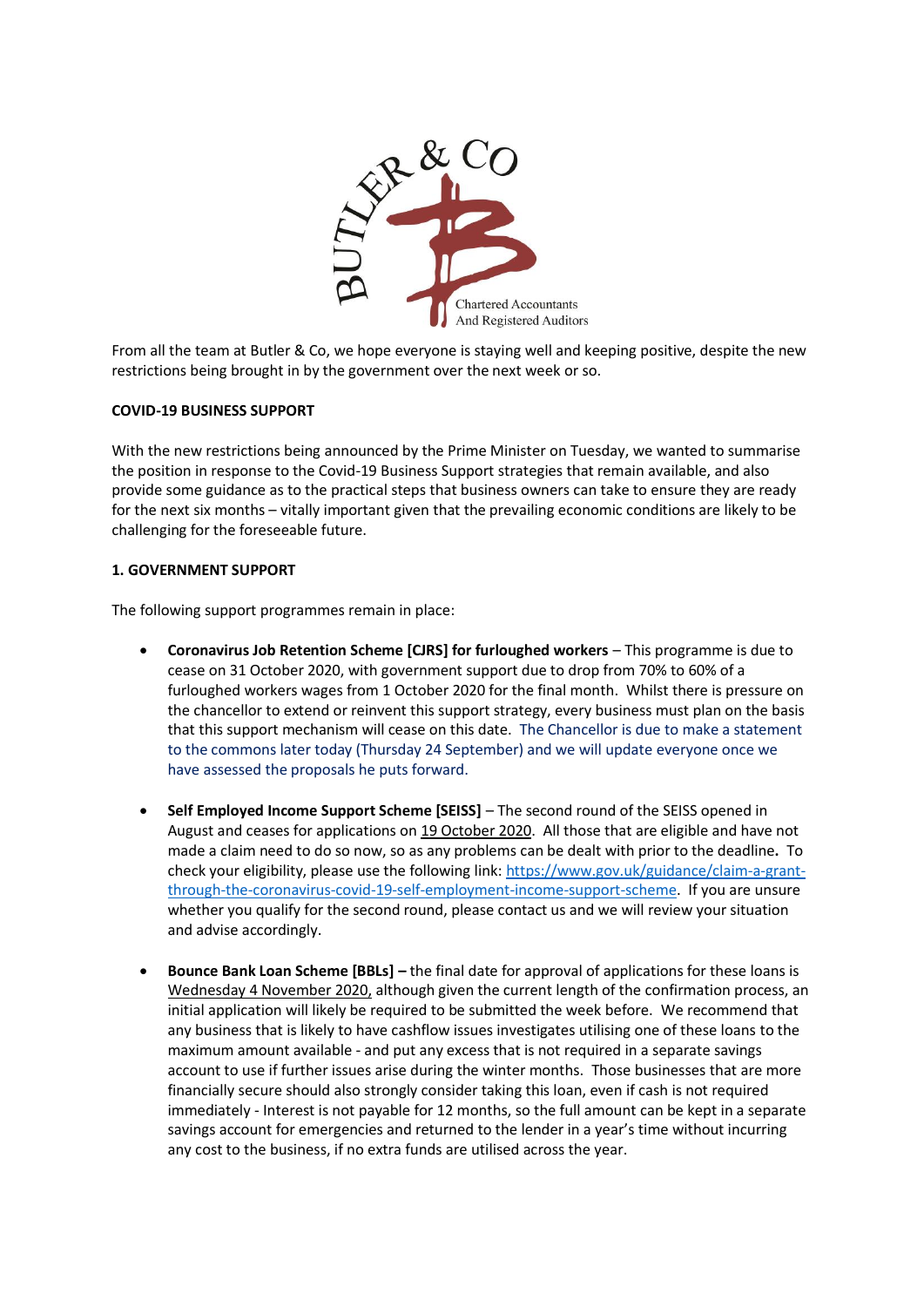From all the team at Butler & Co, we hope everyone is staying well and keeping positive, despite the new restrictions being brought in by the government over the next week or so.

**COVID-19 BUSINESS SUPPORT**

With the new restrictions being announced by the Prime Minister on Tuesday, we wanted to summarise the position in response to the Covid-19 Business Support strategies that remain available, and also provide some guidance as to the practical steps that business owners can take to ensure they are ready for the next six months – vitally important given that the prevailing economic conditions are likely to be challenging for the foreseeable future.

**1. GOVERNMENT SUPPORT**

The following support programmes remain in place:

- **Coronavirus Job Retention Scheme [CJRS] for furloughed workers** – This programme is due to cease on 31 October 2020, with government support due to drop from 70% to 60% of a furloughed workers wages from 1 October 2020 for the final month. Whilst there is pressure on the chancellor to extend or reinvent this support strategy, every business must plan on the basis that this support mechanism will cease on this date. The Chancellor is due to make a statement to the commons later today (Thursday 24 September) and we will update everyone once we have assessed the proposals he puts forward.

- **Self Employed Income Support Scheme [SEISS]** – The second round of the SEISS opened in August and ceases for applications on 19 October 2020. All those that are eligible and have not made a claim need to do so now, so as any problems can be dealt with prior to the deadline**.** To check your eligibility, please use the following link: [https://www.gov.uk/guidance/claim-a-grant-through-the-coronavirus-covid-19-self-employment-income-support-scheme](https://www.gov.uk/guidance/claim-a-grant-through-the-coronavirus-covid-19-self-employment-income-support-scheme). If you are unsure whether you qualify for the second round, please contact us and we will review your situation and advise accordingly.

- **Bounce Bank Loan Scheme [BBLs] –** the final date for approval of applications for these loans is Wednesday 4 November 2020, although given the current length of the confirmation process, an initial application will likely be required to be submitted the week before. We recommend that any business that is likely to have cashflow issues investigates utilising one of these loans to the maximum amount available - and put any excess that is not required in a separate savings account to use if further issues arise during the winter months. Those businesses that are more financially secure should also strongly consider taking this loan, even if cash is not required immediately - Interest is not payable for 12 months, so the full amount can be kept in a separate savings account for emergencies and returned to the lender in a year's time without incurring any cost to the business, if no extra funds are utilised across the year.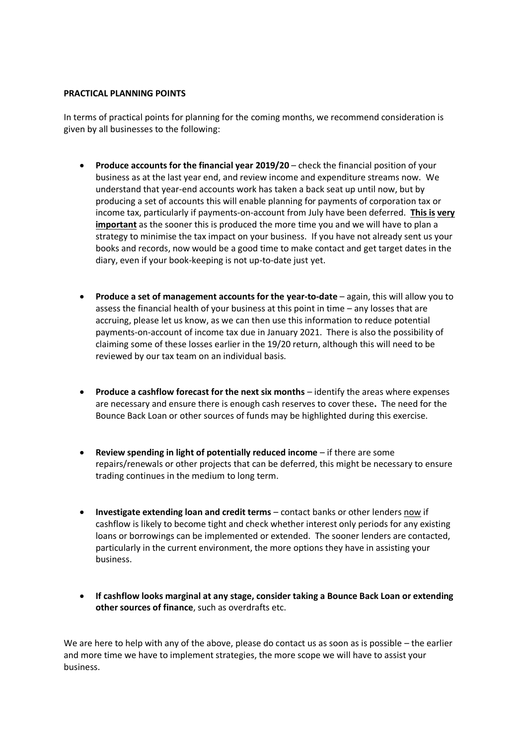**PRACTICAL PLANNING POINTS**

In terms of practical points for planning for the coming months, we recommend consideration is given by all businesses to the following:

- **Produce accounts for the financial year 2019/20** – check the financial position of your business as at the last year end, and review income and expenditure streams now. We understand that year-end accounts work has taken a back seat up until now, but by producing a set of accounts this will enable planning for payments of corporation tax or income tax, particularly if payments-on-account from July have been deferred. **This is very important** as the sooner this is produced the more time you and we will have to plan a strategy to minimise the tax impact on your business. If you have not already sent us your books and records, now would be a good time to make contact and get target dates in the diary, even if your book-keeping is not up-to-date just yet.

- **Produce a set of management accounts for the year-to-date** – again, this will allow you to assess the financial health of your business at this point in time – any losses that are accruing, please let us know, as we can then use this information to reduce potential payments-on-account of income tax due in January 2021. There is also the possibility of claiming some of these losses earlier in the 19/20 return, although this will need to be reviewed by our tax team on an individual basis.

- **Produce a cashflow forecast for the next six months** – identify the areas where expenses are necessary and ensure there is enough cash reserves to cover these**.** The need for the Bounce Back Loan or other sources of funds may be highlighted during this exercise.

- **Review spending in light of potentially reduced income** – if there are some repairs/renewals or other projects that can be deferred, this might be necessary to ensure trading continues in the medium to long term.

- **Investigate extending loan and credit terms** – contact banks or other lenders now if cashflow is likely to become tight and check whether interest only periods for any existing loans or borrowings can be implemented or extended. The sooner lenders are contacted, particularly in the current environment, the more options they have in assisting your business.

- **If cashflow looks marginal at any stage, consider taking a Bounce Back Loan or extending other sources of finance**, such as overdrafts etc.

We are here to help with any of the above, please do contact us as soon as is possible – the earlier and more time we have to implement strategies, the more scope we will have to assist your business.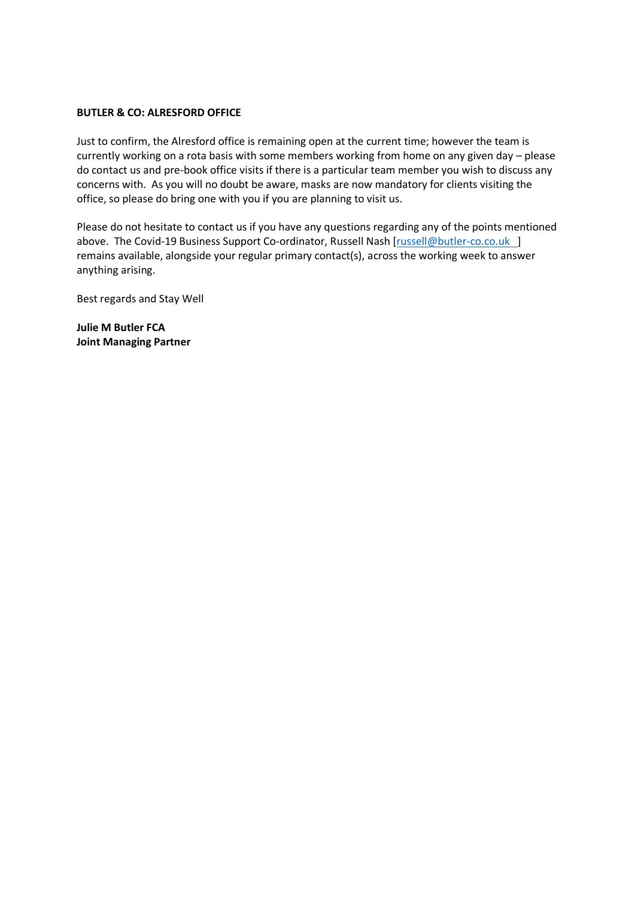**BUTLER & CO: ALRESFORD OFFICE**

Just to confirm, the Alresford office is remaining open at the current time; however the team is currently working on a rota basis with some members working from home on any given day – please do contact us and pre-book office visits if there is a particular team member you wish to discuss any concerns with. As you will no doubt be aware, masks are now mandatory for clients visiting the office, so please do bring one with you if you are planning to visit us.

Please do not hesitate to contact us if you have any questions regarding any of the points mentioned above. The Covid-19 Business Support Co-ordinator, Russell Nash [russell@butler-co.co.uk ] remains available, alongside your regular primary contact(s), across the working week to answer anything arising.

Best regards and Stay Well

**Julie M Butler FCA**
**Joint Managing Partner**